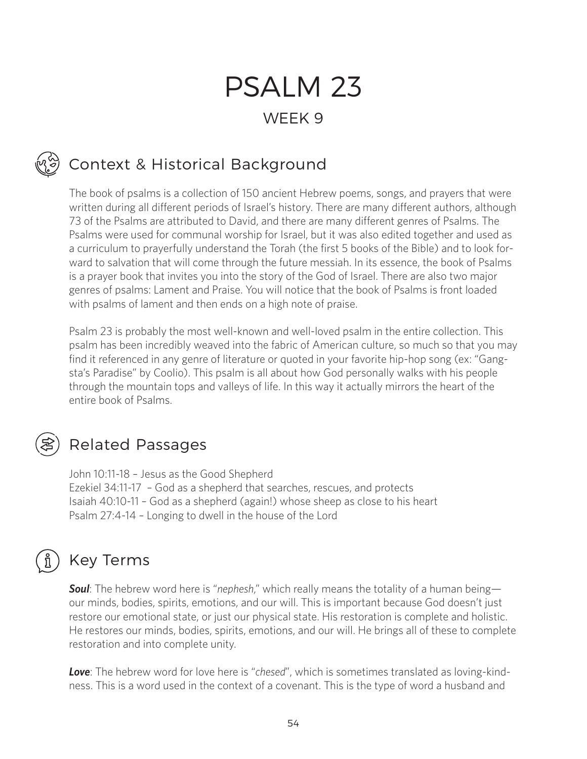# PSALM 23

## WEEK 9

## Context & Historical Background

The book of psalms is a collection of 150 ancient Hebrew poems, songs, and prayers that were written during all different periods of Israel's history. There are many different authors, although 73 of the Psalms are attributed to David, and there are many different genres of Psalms. The Psalms were used for communal worship for Israel, but it was also edited together and used as a curriculum to prayerfully understand the Torah (the first 5 books of the Bible) and to look forward to salvation that will come through the future messiah. In its essence, the book of Psalms is a prayer book that invites you into the story of the God of Israel. There are also two major genres of psalms: Lament and Praise. You will notice that the book of Psalms is front loaded with psalms of lament and then ends on a high note of praise.

Psalm 23 is probably the most well-known and well-loved psalm in the entire collection. This psalm has been incredibly weaved into the fabric of American culture, so much so that you may find it referenced in any genre of literature or quoted in your favorite hip-hop song (ex: "Gangsta's Paradise" by Coolio). This psalm is all about how God personally walks with his people through the mountain tops and valleys of life. In this way it actually mirrors the heart of the entire book of Psalms.

## Related Passages

John 10:11-18 – Jesus as the Good Shepherd
Ezekiel 34:11-17 – God as a shepherd that searches, rescues, and protects
Isaiah 40:10-11 – God as a shepherd (again!) whose sheep as close to his heart
Psalm 27:4-14 – Longing to dwell in the house of the Lord

## Key Terms

***Soul***: The hebrew word here is "*nephesh*," which really means the totality of a human being—our minds, bodies, spirits, emotions, and our will. This is important because God doesn't just restore our emotional state, or just our physical state. His restoration is complete and holistic. He restores our minds, bodies, spirits, emotions, and our will. He brings all of these to complete restoration and into complete unity.

***Love***: The hebrew word for love here is "*chesed*", which is sometimes translated as loving-kindness. This is a word used in the context of a covenant. This is the type of word a husband and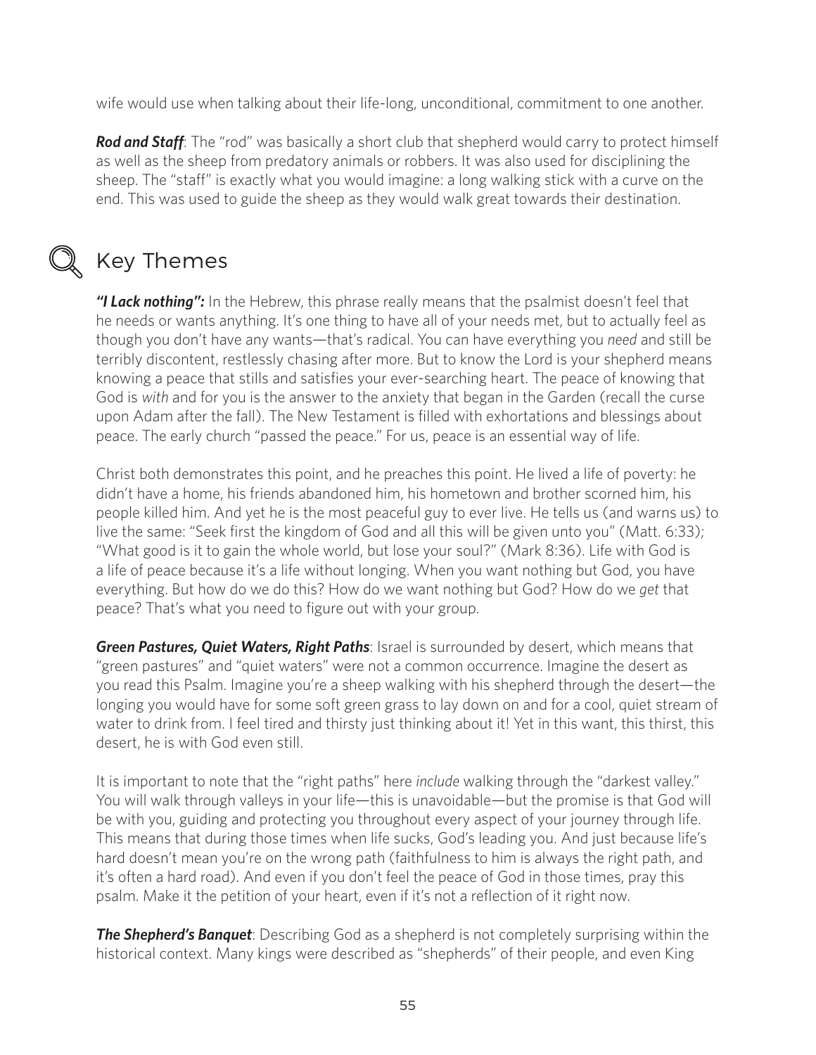wife would use when talking about their life-long, unconditional, commitment to one another.

***Rod and Staff***: The "rod" was basically a short club that shepherd would carry to protect himself as well as the sheep from predatory animals or robbers. It was also used for disciplining the sheep. The "staff" is exactly what you would imagine: a long walking stick with a curve on the end. This was used to guide the sheep as they would walk great towards their destination.

## Key Themes

***"I Lack nothing":*** In the Hebrew, this phrase really means that the psalmist doesn't feel that he needs or wants anything. It's one thing to have all of your needs met, but to actually feel as though you don't have any wants—that's radical. You can have everything you *need* and still be terribly discontent, restlessly chasing after more. But to know the Lord is your shepherd means knowing a peace that stills and satisfies your ever-searching heart. The peace of knowing that God is *with* and for you is the answer to the anxiety that began in the Garden (recall the curse upon Adam after the fall). The New Testament is filled with exhortations and blessings about peace. The early church "passed the peace." For us, peace is an essential way of life.

Christ both demonstrates this point, and he preaches this point. He lived a life of poverty: he didn't have a home, his friends abandoned him, his hometown and brother scorned him, his people killed him. And yet he is the most peaceful guy to ever live. He tells us (and warns us) to live the same: "Seek first the kingdom of God and all this will be given unto you" (Matt. 6:33); "What good is it to gain the whole world, but lose your soul?" (Mark 8:36). Life with God is a life of peace because it's a life without longing. When you want nothing but God, you have everything. But how do we do this? How do we want nothing but God? How do we *get* that peace? That's what you need to figure out with your group.

***Green Pastures, Quiet Waters, Right Paths***: Israel is surrounded by desert, which means that "green pastures" and "quiet waters" were not a common occurrence. Imagine the desert as you read this Psalm. Imagine you're a sheep walking with his shepherd through the desert—the longing you would have for some soft green grass to lay down on and for a cool, quiet stream of water to drink from. I feel tired and thirsty just thinking about it! Yet in this want, this thirst, this desert, he is with God even still.

It is important to note that the "right paths" here *include* walking through the "darkest valley." You will walk through valleys in your life—this is unavoidable—but the promise is that God will be with you, guiding and protecting you throughout every aspect of your journey through life. This means that during those times when life sucks, God's leading you. And just because life's hard doesn't mean you're on the wrong path (faithfulness to him is always the right path, and it's often a hard road). And even if you don't feel the peace of God in those times, pray this psalm. Make it the petition of your heart, even if it's not a reflection of it right now.

***The Shepherd's Banquet***: Describing God as a shepherd is not completely surprising within the historical context. Many kings were described as "shepherds" of their people, and even King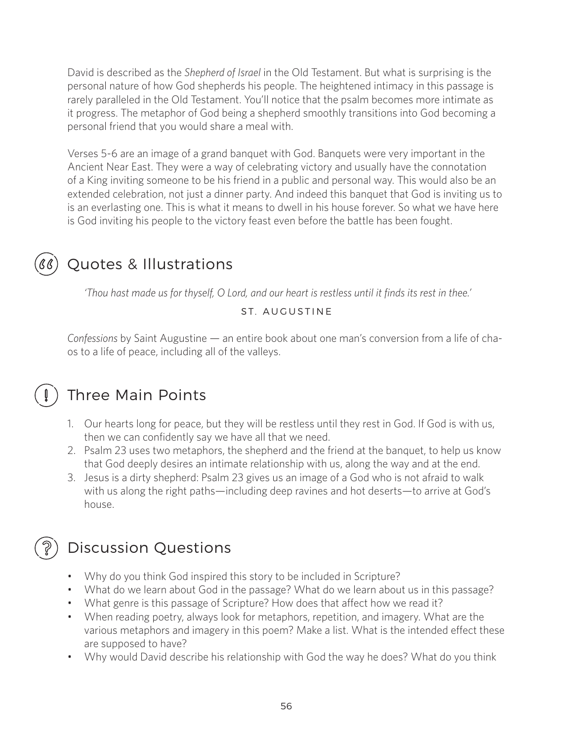David is described as the *Shepherd of Israel* in the Old Testament. But what is surprising is the personal nature of how God shepherds his people. The heightened intimacy in this passage is rarely paralleled in the Old Testament. You'll notice that the psalm becomes more intimate as it progress. The metaphor of God being a shepherd smoothly transitions into God becoming a personal friend that you would share a meal with.

Verses 5-6 are an image of a grand banquet with God. Banquets were very important in the Ancient Near East. They were a way of celebrating victory and usually have the connotation of a King inviting someone to be his friend in a public and personal way. This would also be an extended celebration, not just a dinner party. And indeed this banquet that God is inviting us to is an everlasting one. This is what it means to dwell in his house forever. So what we have here is God inviting his people to the victory feast even before the battle has been fought.

## Quotes & Illustrations

*'Thou hast made us for thyself, O Lord, and our heart is restless until it finds its rest in thee.'*

ST. AUGUSTINE

*Confessions* by Saint Augustine — an entire book about one man's conversion from a life of chaos to a life of peace, including all of the valleys.

## Three Main Points

1. Our hearts long for peace, but they will be restless until they rest in God. If God is with us, then we can confidently say we have all that we need.
2. Psalm 23 uses two metaphors, the shepherd and the friend at the banquet, to help us know that God deeply desires an intimate relationship with us, along the way and at the end.
3. Jesus is a dirty shepherd: Psalm 23 gives us an image of a God who is not afraid to walk with us along the right paths—including deep ravines and hot deserts—to arrive at God's house.

## Discussion Questions

- Why do you think God inspired this story to be included in Scripture?
- What do we learn about God in the passage? What do we learn about us in this passage?
- What genre is this passage of Scripture? How does that affect how we read it?
- When reading poetry, always look for metaphors, repetition, and imagery. What are the various metaphors and imagery in this poem? Make a list. What is the intended effect these are supposed to have?
- Why would David describe his relationship with God the way he does? What do you think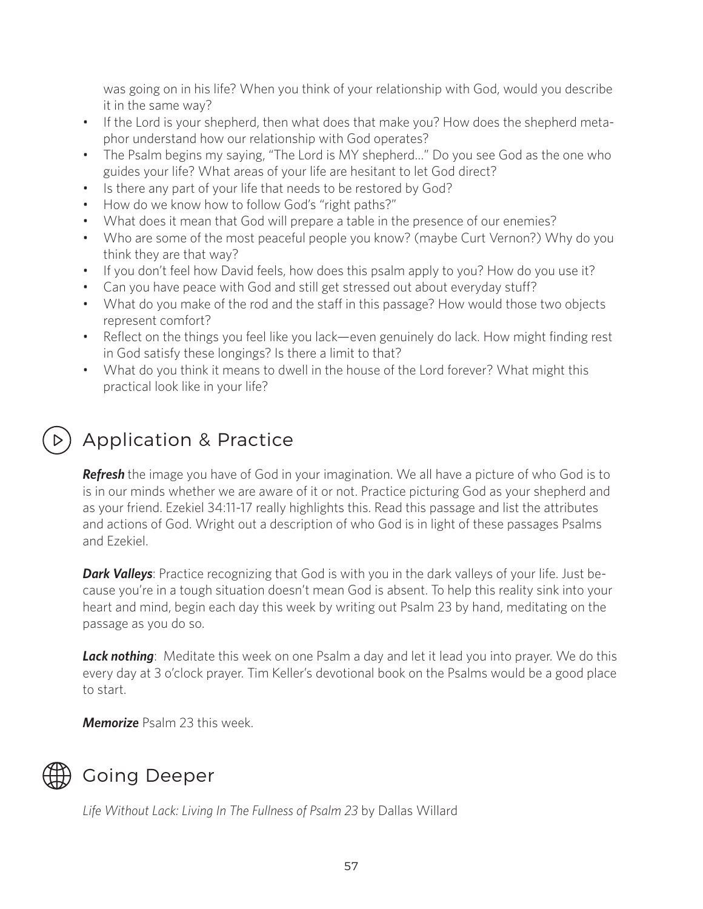was going on in his life? When you think of your relationship with God, would you describe it in the same way?

- If the Lord is your shepherd, then what does that make you? How does the shepherd metaphor understand how our relationship with God operates?
- The Psalm begins my saying, "The Lord is MY shepherd…" Do you see God as the one who guides your life? What areas of your life are hesitant to let God direct?
- Is there any part of your life that needs to be restored by God?
- How do we know how to follow God's "right paths?"
- What does it mean that God will prepare a table in the presence of our enemies?
- Who are some of the most peaceful people you know? (maybe Curt Vernon?) Why do you think they are that way?
- If you don't feel how David feels, how does this psalm apply to you? How do you use it?
- Can you have peace with God and still get stressed out about everyday stuff?
- What do you make of the rod and the staff in this passage? How would those two objects represent comfort?
- Reflect on the things you feel like you lack—even genuinely do lack. How might finding rest in God satisfy these longings? Is there a limit to that?
- What do you think it means to dwell in the house of the Lord forever? What might this practical look like in your life?

## Application & Practice

***Refresh*** the image you have of God in your imagination. We all have a picture of who God is to is in our minds whether we are aware of it or not. Practice picturing God as your shepherd and as your friend. Ezekiel 34:11-17 really highlights this. Read this passage and list the attributes and actions of God. Wright out a description of who God is in light of these passages Psalms and Ezekiel.

***Dark Valleys***: Practice recognizing that God is with you in the dark valleys of your life. Just because you're in a tough situation doesn't mean God is absent. To help this reality sink into your heart and mind, begin each day this week by writing out Psalm 23 by hand, meditating on the passage as you do so.

***Lack nothing***: Meditate this week on one Psalm a day and let it lead you into prayer. We do this every day at 3 o'clock prayer. Tim Keller's devotional book on the Psalms would be a good place to start.

***Memorize*** Psalm 23 this week.

## Going Deeper

*Life Without Lack: Living In The Fullness of Psalm 23* by Dallas Willard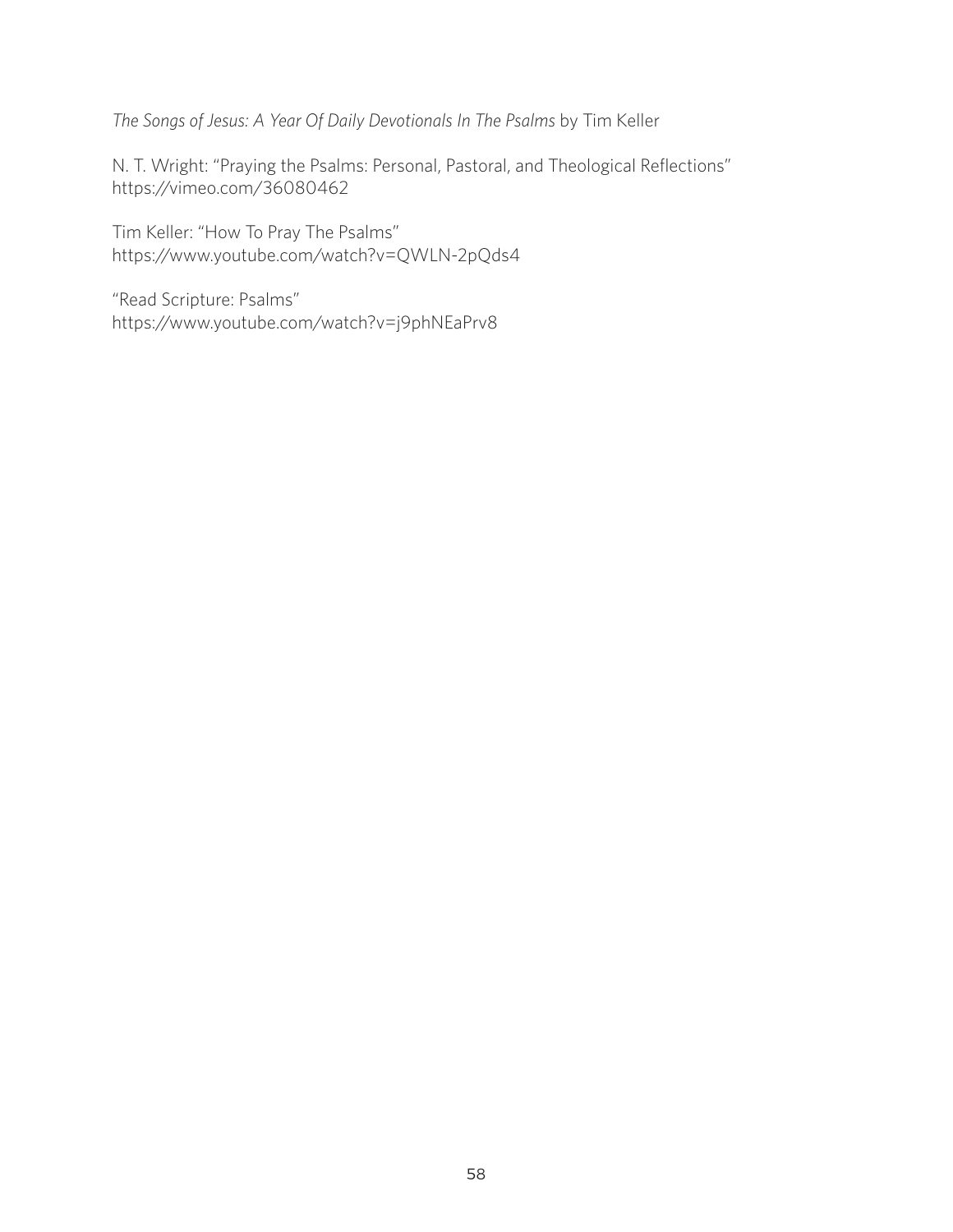*The Songs of Jesus: A Year Of Daily Devotionals In The Psalms* by Tim Keller

N. T. Wright: "Praying the Psalms: Personal, Pastoral, and Theological Reflections"
https://vimeo.com/36080462

Tim Keller: "How To Pray The Psalms"
https://www.youtube.com/watch?v=QWLN-2pQds4

"Read Scripture: Psalms"
https://www.youtube.com/watch?v=j9phNEaPrv8